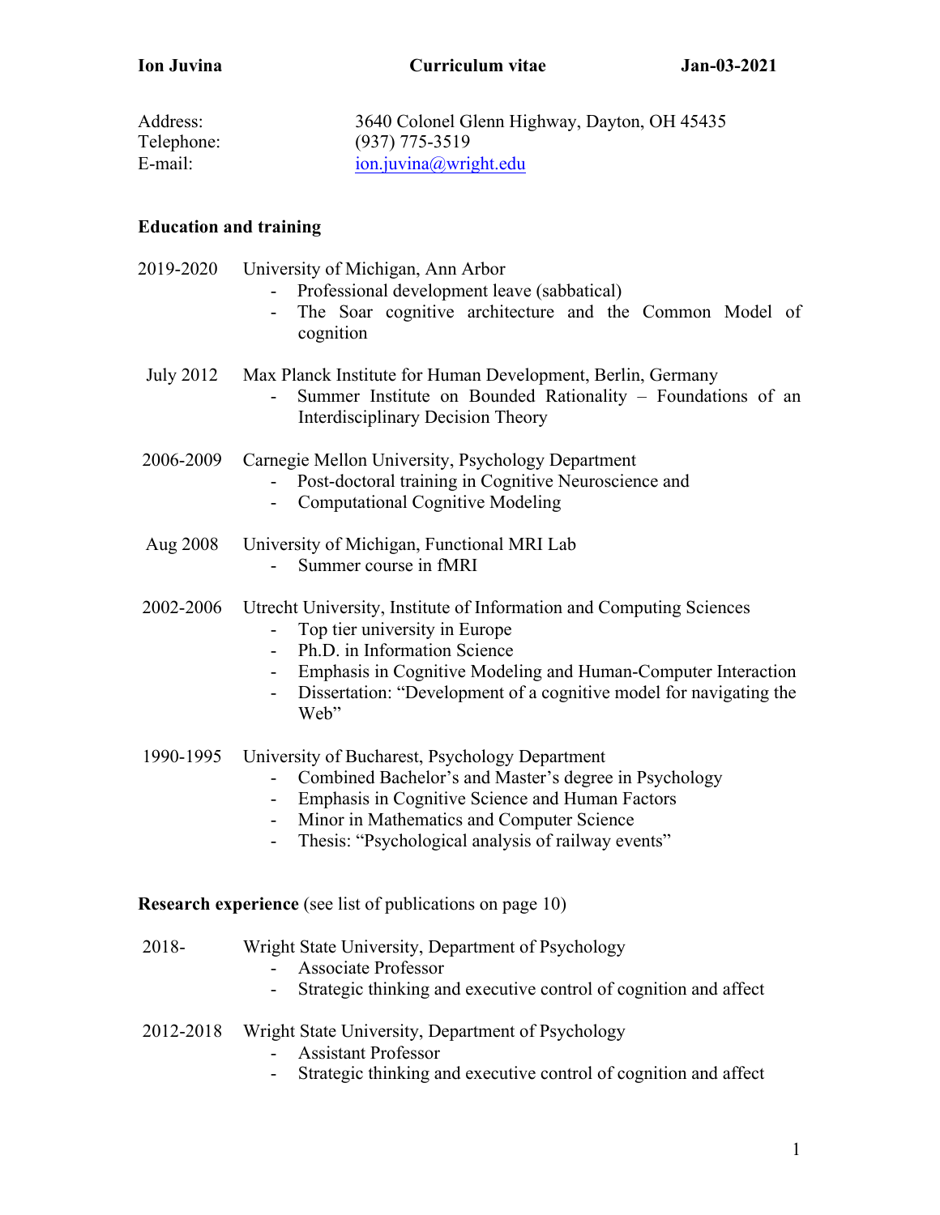**Ion Juvina** **Curriculum vitae** **Jan-03-2021**

Address: 3640 Colonel Glenn Highway, Dayton, OH 45435
Telephone: (937) 775-3519
E-mail: ion.juvina@wright.edu

## Education and training

2019-2020 University of Michigan, Ann Arbor
- Professional development leave (sabbatical)
- The Soar cognitive architecture and the Common Model of cognition

July 2012 Max Planck Institute for Human Development, Berlin, Germany
- Summer Institute on Bounded Rationality – Foundations of an Interdisciplinary Decision Theory

2006-2009 Carnegie Mellon University, Psychology Department
- Post-doctoral training in Cognitive Neuroscience and
- Computational Cognitive Modeling

Aug 2008 University of Michigan, Functional MRI Lab
- Summer course in fMRI

2002-2006 Utrecht University, Institute of Information and Computing Sciences
- Top tier university in Europe
- Ph.D. in Information Science
- Emphasis in Cognitive Modeling and Human-Computer Interaction
- Dissertation: "Development of a cognitive model for navigating the Web"

1990-1995 University of Bucharest, Psychology Department
- Combined Bachelor's and Master's degree in Psychology
- Emphasis in Cognitive Science and Human Factors
- Minor in Mathematics and Computer Science
- Thesis: "Psychological analysis of railway events"

## Research experience (see list of publications on page 10)

2018- Wright State University, Department of Psychology
- Associate Professor
- Strategic thinking and executive control of cognition and affect

2012-2018 Wright State University, Department of Psychology
- Assistant Professor
- Strategic thinking and executive control of cognition and affect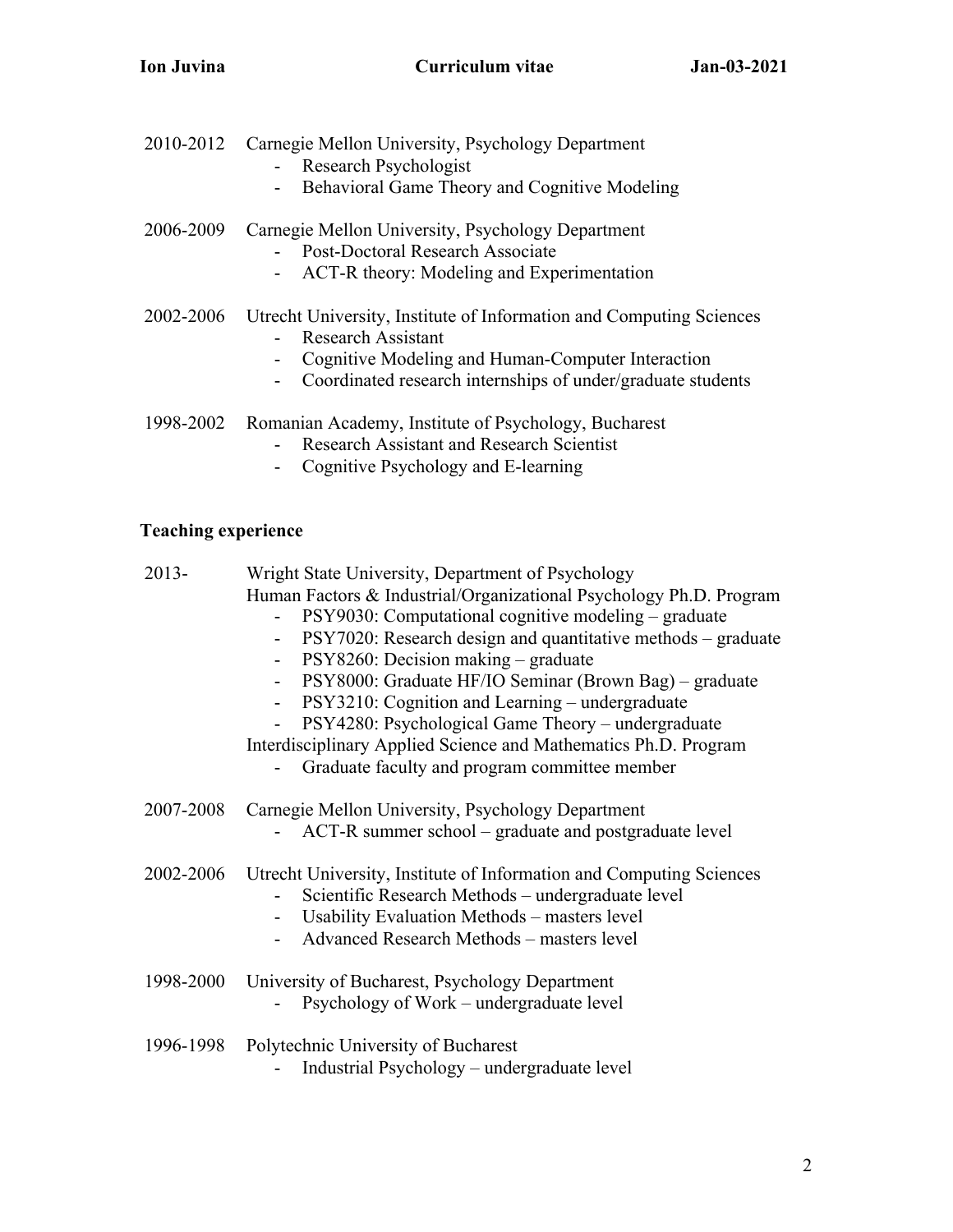2010-2012 Carnegie Mellon University, Psychology Department
- Research Psychologist
- Behavioral Game Theory and Cognitive Modeling

2006-2009 Carnegie Mellon University, Psychology Department
- Post-Doctoral Research Associate
- ACT-R theory: Modeling and Experimentation

2002-2006 Utrecht University, Institute of Information and Computing Sciences
- Research Assistant
- Cognitive Modeling and Human-Computer Interaction
- Coordinated research internships of under/graduate students

1998-2002 Romanian Academy, Institute of Psychology, Bucharest
- Research Assistant and Research Scientist
- Cognitive Psychology and E-learning

## Teaching experience

2013- Wright State University, Department of Psychology
Human Factors & Industrial/Organizational Psychology Ph.D. Program
- PSY9030: Computational cognitive modeling – graduate
- PSY7020: Research design and quantitative methods – graduate
- PSY8260: Decision making – graduate
- PSY8000: Graduate HF/IO Seminar (Brown Bag) – graduate
- PSY3210: Cognition and Learning – undergraduate
- PSY4280: Psychological Game Theory – undergraduate

Interdisciplinary Applied Science and Mathematics Ph.D. Program
- Graduate faculty and program committee member

2007-2008 Carnegie Mellon University, Psychology Department
- ACT-R summer school – graduate and postgraduate level

2002-2006 Utrecht University, Institute of Information and Computing Sciences
- Scientific Research Methods – undergraduate level
- Usability Evaluation Methods – masters level
- Advanced Research Methods – masters level

1998-2000 University of Bucharest, Psychology Department
- Psychology of Work – undergraduate level

1996-1998 Polytechnic University of Bucharest
- Industrial Psychology – undergraduate level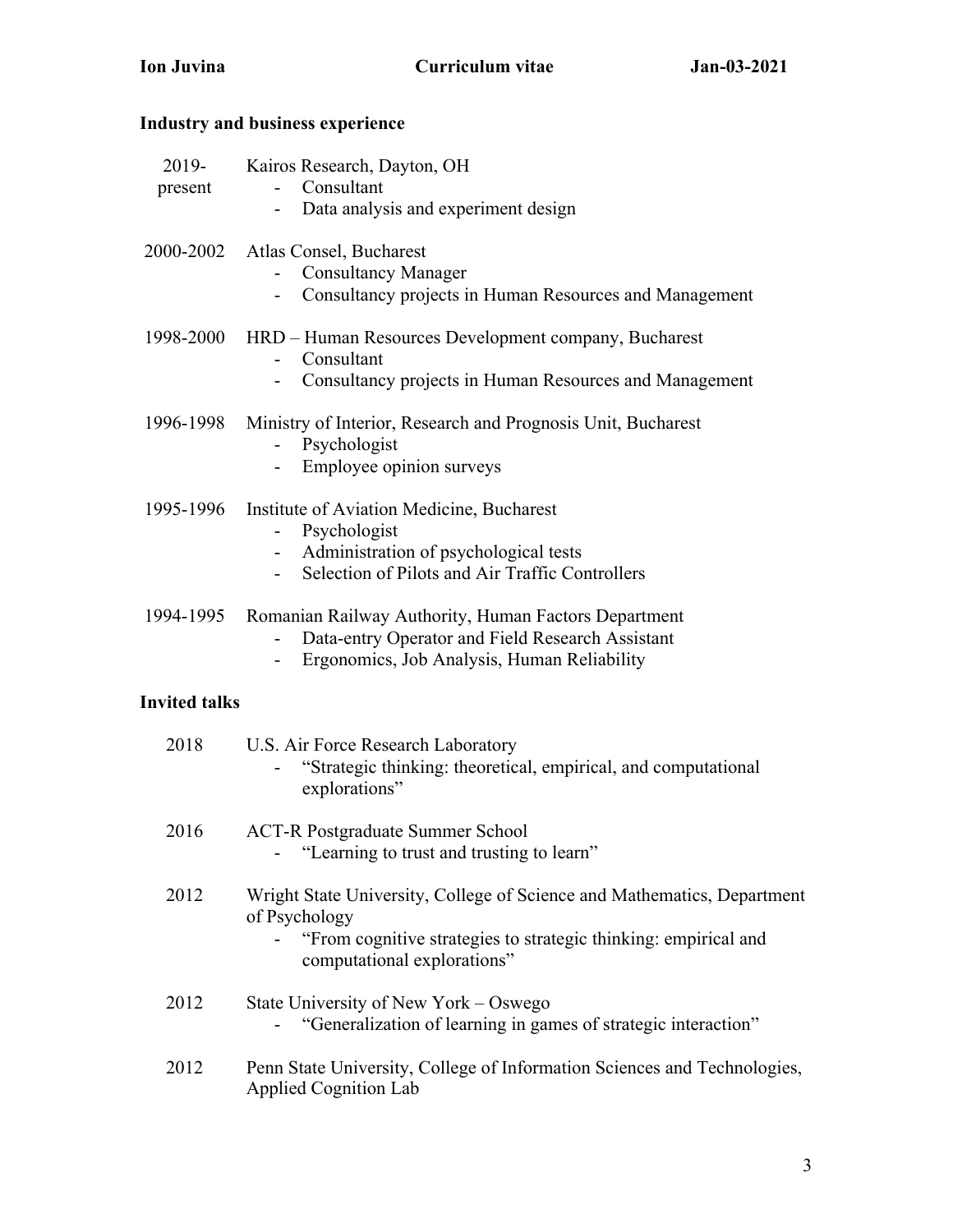## Industry and business experience

2019-present — Kairos Research, Dayton, OH
- Consultant
- Data analysis and experiment design

2000-2002 — Atlas Consel, Bucharest
- Consultancy Manager
- Consultancy projects in Human Resources and Management

1998-2000 — HRD – Human Resources Development company, Bucharest
- Consultant
- Consultancy projects in Human Resources and Management

1996-1998 — Ministry of Interior, Research and Prognosis Unit, Bucharest
- Psychologist
- Employee opinion surveys

1995-1996 — Institute of Aviation Medicine, Bucharest
- Psychologist
- Administration of psychological tests
- Selection of Pilots and Air Traffic Controllers

1994-1995 — Romanian Railway Authority, Human Factors Department
- Data-entry Operator and Field Research Assistant
- Ergonomics, Job Analysis, Human Reliability

## Invited talks

2018 — U.S. Air Force Research Laboratory
- "Strategic thinking: theoretical, empirical, and computational explorations"

2016 — ACT-R Postgraduate Summer School
- "Learning to trust and trusting to learn"

2012 — Wright State University, College of Science and Mathematics, Department of Psychology
- "From cognitive strategies to strategic thinking: empirical and computational explorations"

2012 — State University of New York – Oswego
- "Generalization of learning in games of strategic interaction"

2012 — Penn State University, College of Information Sciences and Technologies, Applied Cognition Lab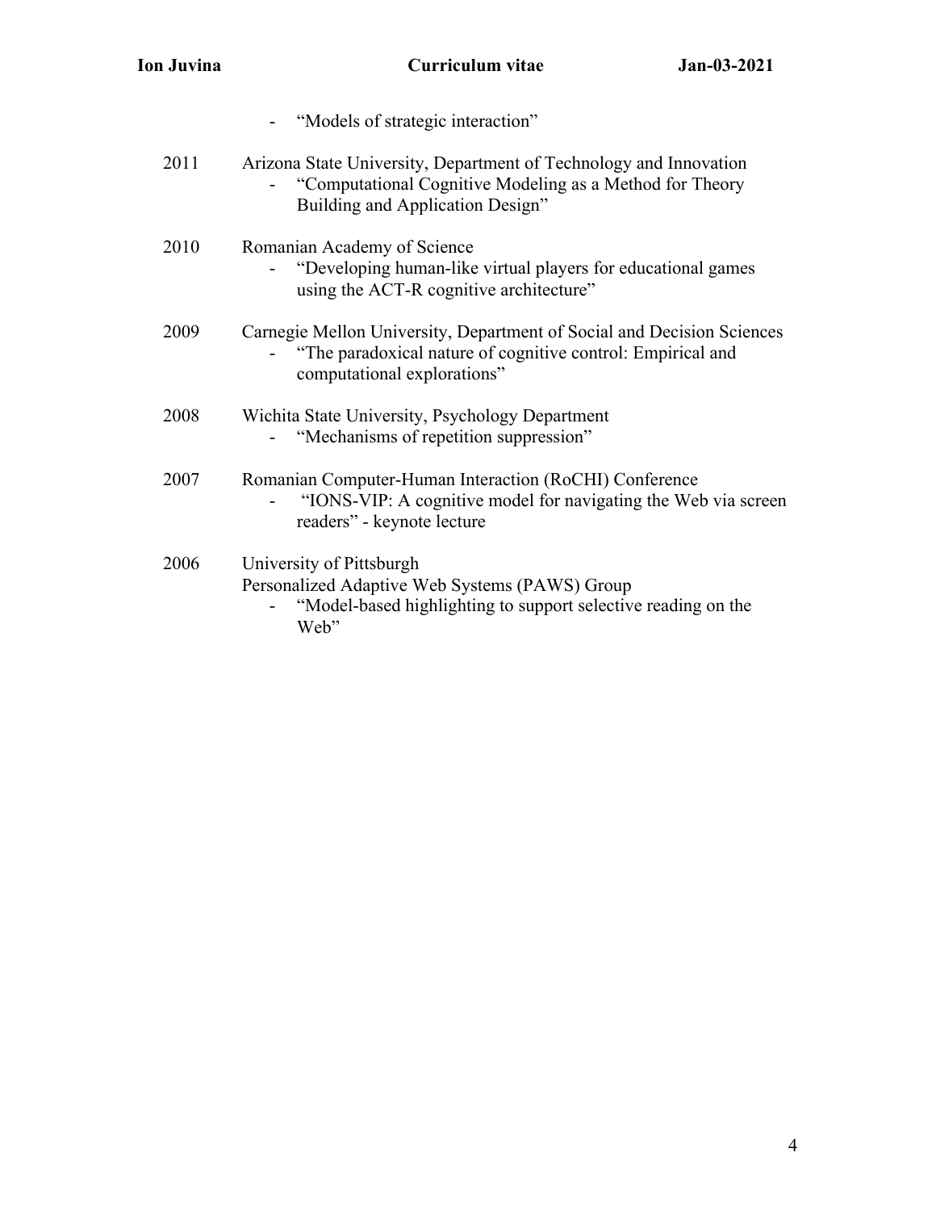- "Models of strategic interaction"

2011 Arizona State University, Department of Technology and Innovation
- "Computational Cognitive Modeling as a Method for Theory Building and Application Design"

2010 Romanian Academy of Science
- "Developing human-like virtual players for educational games using the ACT-R cognitive architecture"

2009 Carnegie Mellon University, Department of Social and Decision Sciences
- "The paradoxical nature of cognitive control: Empirical and computational explorations"

2008 Wichita State University, Psychology Department
- "Mechanisms of repetition suppression"

2007 Romanian Computer-Human Interaction (RoCHI) Conference
- "IONS-VIP: A cognitive model for navigating the Web via screen readers" - keynote lecture

2006 University of Pittsburgh
Personalized Adaptive Web Systems (PAWS) Group
- "Model-based highlighting to support selective reading on the Web"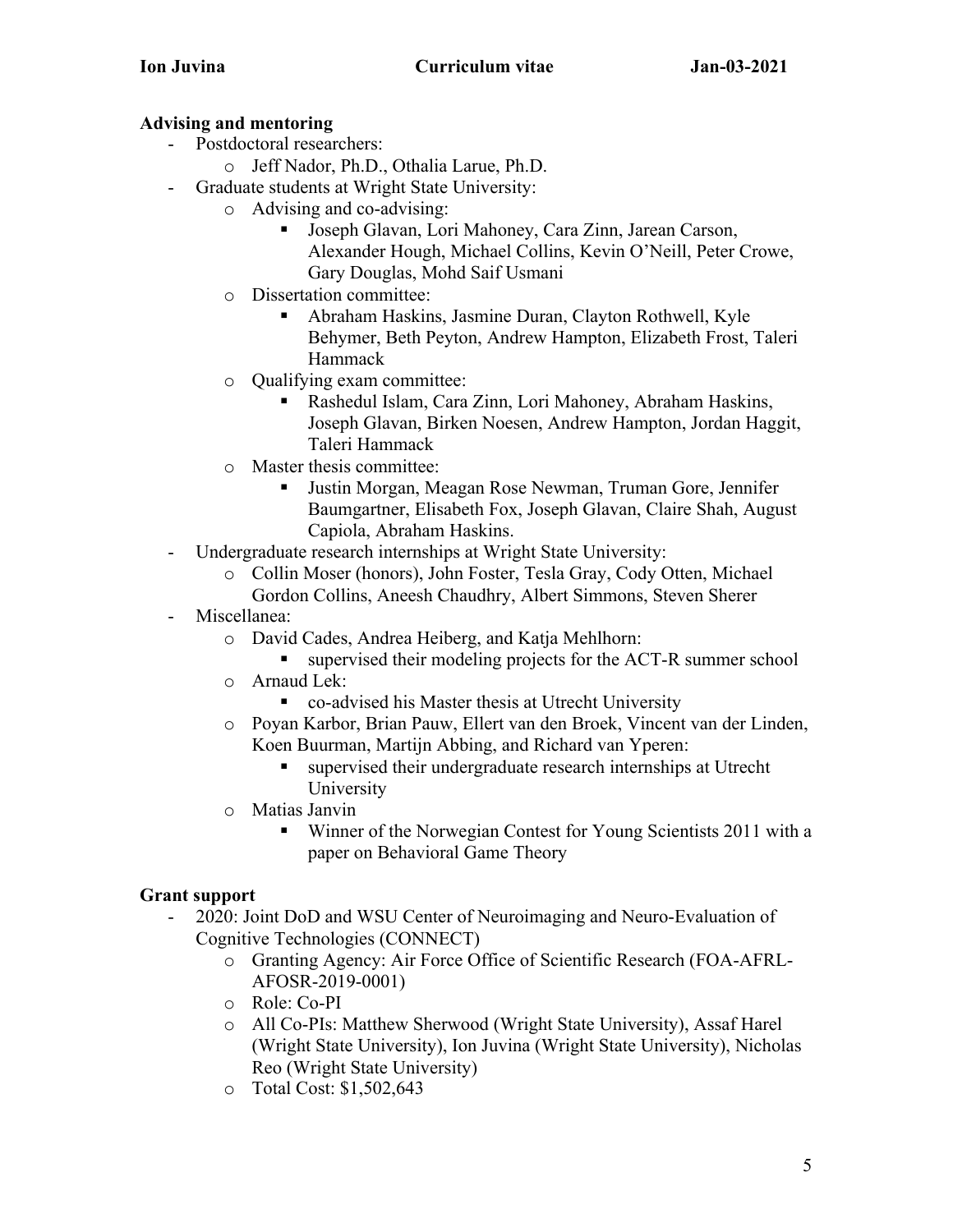## Advising and mentoring

- Postdoctoral researchers:
  - Jeff Nador, Ph.D., Othalia Larue, Ph.D.
- Graduate students at Wright State University:
  - Advising and co-advising:
    - Joseph Glavan, Lori Mahoney, Cara Zinn, Jarean Carson, Alexander Hough, Michael Collins, Kevin O'Neill, Peter Crowe, Gary Douglas, Mohd Saif Usmani
  - Dissertation committee:
    - Abraham Haskins, Jasmine Duran, Clayton Rothwell, Kyle Behymer, Beth Peyton, Andrew Hampton, Elizabeth Frost, Taleri Hammack
  - Qualifying exam committee:
    - Rashedul Islam, Cara Zinn, Lori Mahoney, Abraham Haskins, Joseph Glavan, Birken Noesen, Andrew Hampton, Jordan Haggit, Taleri Hammack
  - Master thesis committee:
    - Justin Morgan, Meagan Rose Newman, Truman Gore, Jennifer Baumgartner, Elisabeth Fox, Joseph Glavan, Claire Shah, August Capiola, Abraham Haskins.
- Undergraduate research internships at Wright State University:
  - Collin Moser (honors), John Foster, Tesla Gray, Cody Otten, Michael Gordon Collins, Aneesh Chaudhry, Albert Simmons, Steven Sherer
- Miscellanea:
  - David Cades, Andrea Heiberg, and Katja Mehlhorn:
    - supervised their modeling projects for the ACT-R summer school
  - Arnaud Lek:
    - co-advised his Master thesis at Utrecht University
  - Poyan Karbor, Brian Pauw, Ellert van den Broek, Vincent van der Linden, Koen Buurman, Martijn Abbing, and Richard van Yperen:
    - supervised their undergraduate research internships at Utrecht University
  - Matias Janvin
    - Winner of the Norwegian Contest for Young Scientists 2011 with a paper on Behavioral Game Theory

## Grant support

- 2020: Joint DoD and WSU Center of Neuroimaging and Neuro-Evaluation of Cognitive Technologies (CONNECT)
  - Granting Agency: Air Force Office of Scientific Research (FOA-AFRL-AFOSR-2019-0001)
  - Role: Co-PI
  - All Co-PIs: Matthew Sherwood (Wright State University), Assaf Harel (Wright State University), Ion Juvina (Wright State University), Nicholas Reo (Wright State University)
  - Total Cost: $1,502,643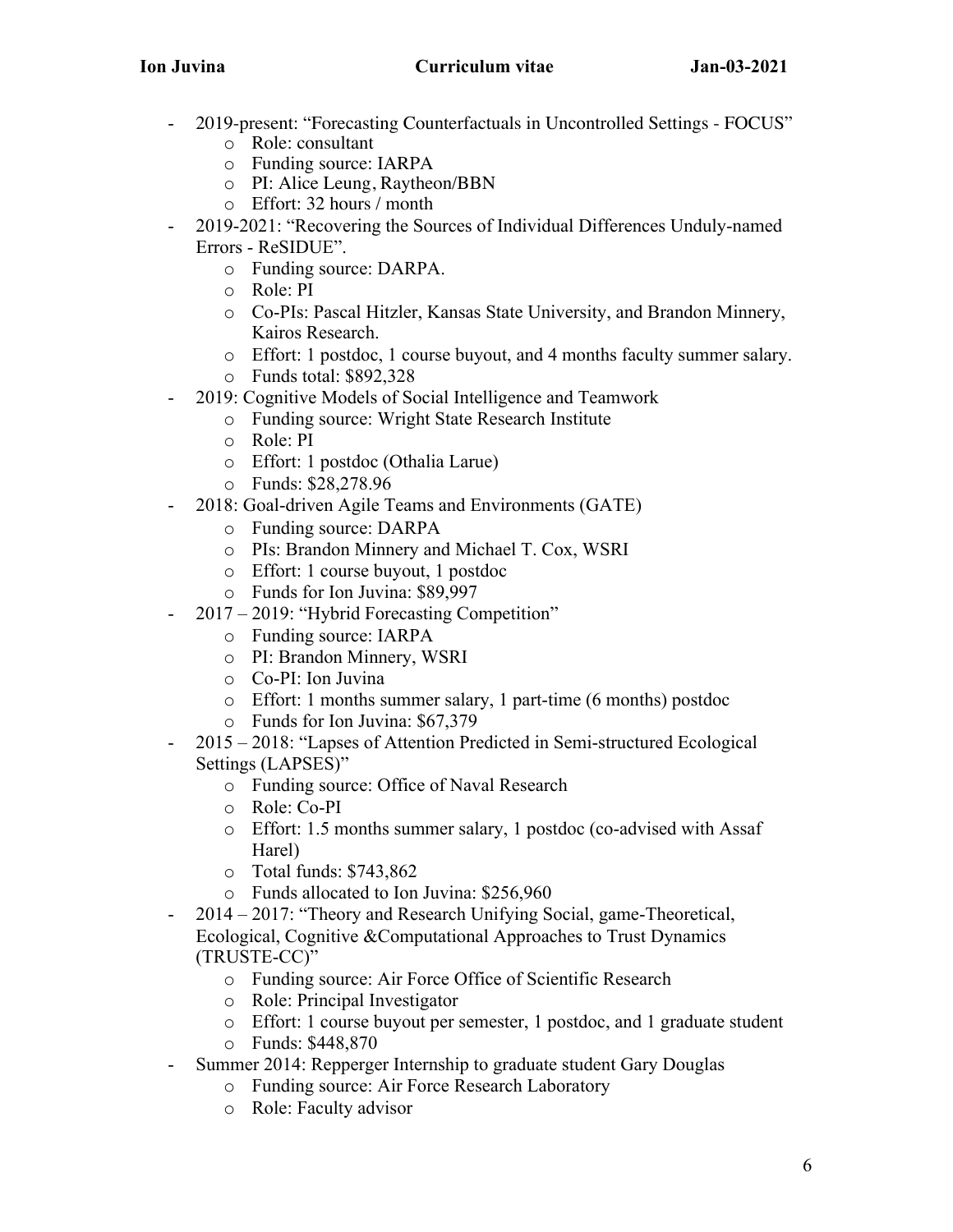- 2019-present: "Forecasting Counterfactuals in Uncontrolled Settings - FOCUS"
    - Role: consultant
    - Funding source: IARPA
    - PI: Alice Leung, Raytheon/BBN
    - Effort: 32 hours / month
- 2019-2021: "Recovering the Sources of Individual Differences Unduly-named Errors - ReSIDUE".
    - Funding source: DARPA.
    - Role: PI
    - Co-PIs: Pascal Hitzler, Kansas State University, and Brandon Minnery, Kairos Research.
    - Effort: 1 postdoc, 1 course buyout, and 4 months faculty summer salary.
    - Funds total: $892,328
- 2019: Cognitive Models of Social Intelligence and Teamwork
    - Funding source: Wright State Research Institute
    - Role: PI
    - Effort: 1 postdoc (Othalia Larue)
    - Funds: $28,278.96
- 2018: Goal-driven Agile Teams and Environments (GATE)
    - Funding source: DARPA
    - PIs: Brandon Minnery and Michael T. Cox, WSRI
    - Effort: 1 course buyout, 1 postdoc
    - Funds for Ion Juvina: $89,997
- 2017 – 2019: "Hybrid Forecasting Competition"
    - Funding source: IARPA
    - PI: Brandon Minnery, WSRI
    - Co-PI: Ion Juvina
    - Effort: 1 months summer salary, 1 part-time (6 months) postdoc
    - Funds for Ion Juvina: $67,379
- 2015 – 2018: "Lapses of Attention Predicted in Semi-structured Ecological Settings (LAPSES)"
    - Funding source: Office of Naval Research
    - Role: Co-PI
    - Effort: 1.5 months summer salary, 1 postdoc (co-advised with Assaf Harel)
    - Total funds: $743,862
    - Funds allocated to Ion Juvina: $256,960
- 2014 – 2017: "Theory and Research Unifying Social, game-Theoretical, Ecological, Cognitive &Computational Approaches to Trust Dynamics (TRUSTE-CC)"
    - Funding source: Air Force Office of Scientific Research
    - Role: Principal Investigator
    - Effort: 1 course buyout per semester, 1 postdoc, and 1 graduate student
    - Funds: $448,870
- Summer 2014: Repperger Internship to graduate student Gary Douglas
    - Funding source: Air Force Research Laboratory
    - Role: Faculty advisor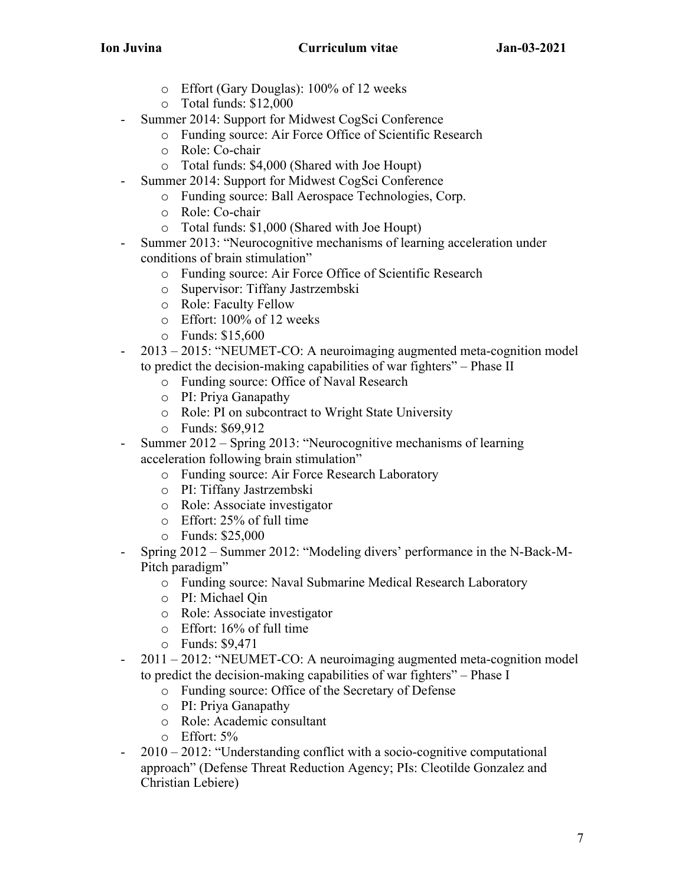- Effort (Gary Douglas): 100% of 12 weeks
  - Total funds: $12,000
- Summer 2014: Support for Midwest CogSci Conference
  - Funding source: Air Force Office of Scientific Research
  - Role: Co-chair
  - Total funds: $4,000 (Shared with Joe Houpt)
- Summer 2014: Support for Midwest CogSci Conference
  - Funding source: Ball Aerospace Technologies, Corp.
  - Role: Co-chair
  - Total funds: $1,000 (Shared with Joe Houpt)
- Summer 2013: "Neurocognitive mechanisms of learning acceleration under conditions of brain stimulation"
  - Funding source: Air Force Office of Scientific Research
  - Supervisor: Tiffany Jastrzembski
  - Role: Faculty Fellow
  - Effort: 100% of 12 weeks
  - Funds: $15,600
- 2013 – 2015: "NEUMET-CO: A neuroimaging augmented meta-cognition model to predict the decision-making capabilities of war fighters" – Phase II
  - Funding source: Office of Naval Research
  - PI: Priya Ganapathy
  - Role: PI on subcontract to Wright State University
  - Funds: $69,912
- Summer 2012 – Spring 2013: "Neurocognitive mechanisms of learning acceleration following brain stimulation"
  - Funding source: Air Force Research Laboratory
  - PI: Tiffany Jastrzembski
  - Role: Associate investigator
  - Effort: 25% of full time
  - Funds: $25,000
- Spring 2012 – Summer 2012: "Modeling divers' performance in the N-Back-M-Pitch paradigm"
  - Funding source: Naval Submarine Medical Research Laboratory
  - PI: Michael Qin
  - Role: Associate investigator
  - Effort: 16% of full time
  - Funds: $9,471
- 2011 – 2012: "NEUMET-CO: A neuroimaging augmented meta-cognition model to predict the decision-making capabilities of war fighters" – Phase I
  - Funding source: Office of the Secretary of Defense
  - PI: Priya Ganapathy
  - Role: Academic consultant
  - Effort: 5%
- 2010 – 2012: "Understanding conflict with a socio-cognitive computational approach" (Defense Threat Reduction Agency; PIs: Cleotilde Gonzalez and Christian Lebiere)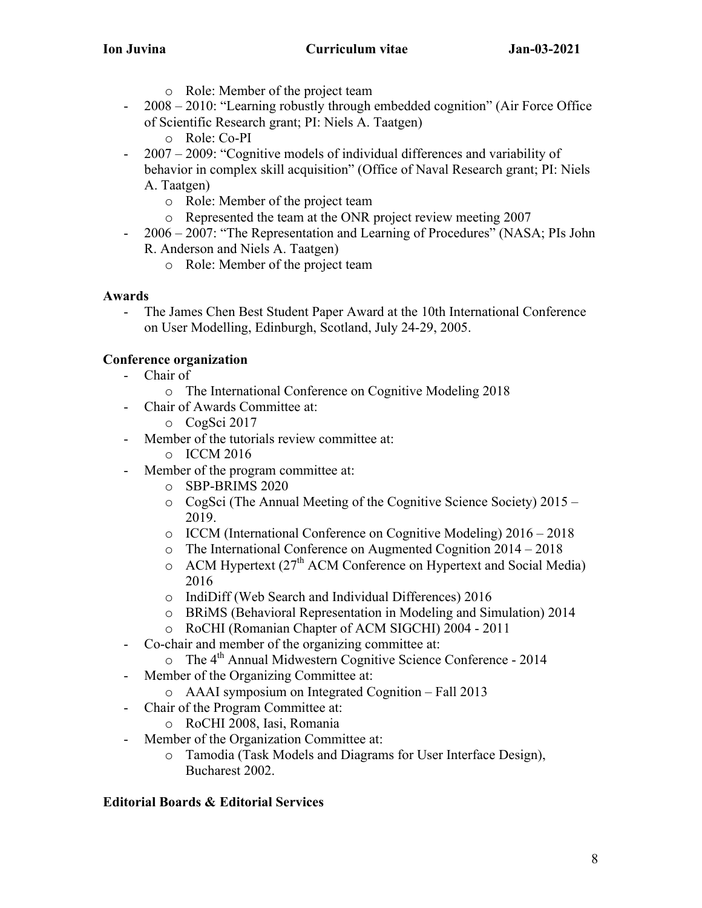- Role: Member of the project team
- 2008 – 2010: "Learning robustly through embedded cognition" (Air Force Office of Scientific Research grant; PI: Niels A. Taatgen)
  - Role: Co-PI
- 2007 – 2009: "Cognitive models of individual differences and variability of behavior in complex skill acquisition" (Office of Naval Research grant; PI: Niels A. Taatgen)
  - Role: Member of the project team
  - Represented the team at the ONR project review meeting 2007
- 2006 – 2007: "The Representation and Learning of Procedures" (NASA; PIs John R. Anderson and Niels A. Taatgen)
  - Role: Member of the project team

**Awards**

- The James Chen Best Student Paper Award at the 10th International Conference on User Modelling, Edinburgh, Scotland, July 24-29, 2005.

**Conference organization**

- Chair of
  - The International Conference on Cognitive Modeling 2018
- Chair of Awards Committee at:
  - CogSci 2017
- Member of the tutorials review committee at:
  - ICCM 2016
- Member of the program committee at:
  - SBP-BRIMS 2020
  - CogSci (The Annual Meeting of the Cognitive Science Society) 2015 – 2019.
  - ICCM (International Conference on Cognitive Modeling) 2016 – 2018
  - The International Conference on Augmented Cognition 2014 – 2018
  - ACM Hypertext (27th ACM Conference on Hypertext and Social Media) 2016
  - IndiDiff (Web Search and Individual Differences) 2016
  - BRiMS (Behavioral Representation in Modeling and Simulation) 2014
  - RoCHI (Romanian Chapter of ACM SIGCHI) 2004 - 2011
- Co-chair and member of the organizing committee at:
  - The 4th Annual Midwestern Cognitive Science Conference - 2014
- Member of the Organizing Committee at:
  - AAAI symposium on Integrated Cognition – Fall 2013
- Chair of the Program Committee at:
  - RoCHI 2008, Iasi, Romania
- Member of the Organization Committee at:
  - Tamodia (Task Models and Diagrams for User Interface Design), Bucharest 2002.

**Editorial Boards & Editorial Services**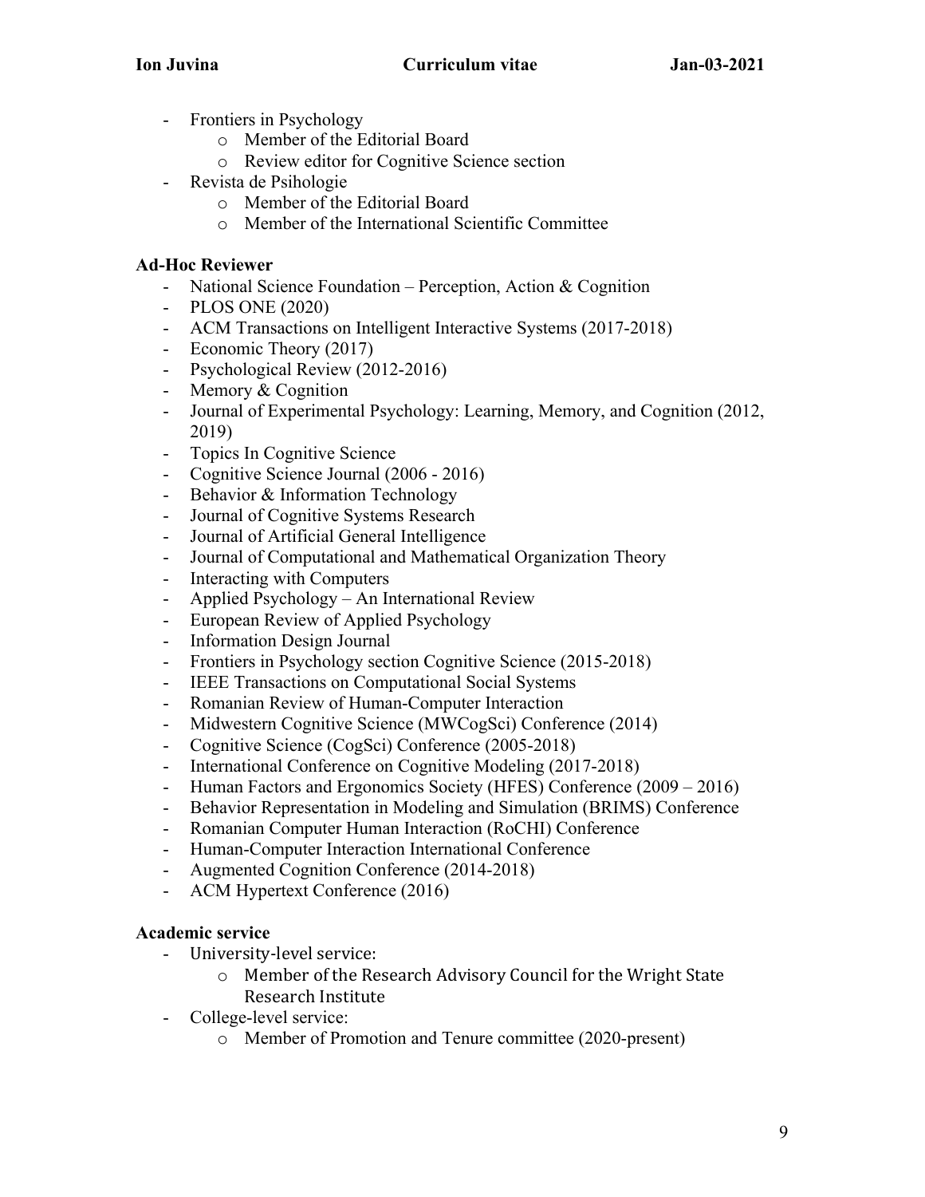- Frontiers in Psychology
  - Member of the Editorial Board
  - Review editor for Cognitive Science section
- Revista de Psihologie
  - Member of the Editorial Board
  - Member of the International Scientific Committee

**Ad-Hoc Reviewer**

- National Science Foundation – Perception, Action & Cognition
- PLOS ONE (2020)
- ACM Transactions on Intelligent Interactive Systems (2017-2018)
- Economic Theory (2017)
- Psychological Review (2012-2016)
- Memory & Cognition
- Journal of Experimental Psychology: Learning, Memory, and Cognition (2012, 2019)
- Topics In Cognitive Science
- Cognitive Science Journal (2006 - 2016)
- Behavior & Information Technology
- Journal of Cognitive Systems Research
- Journal of Artificial General Intelligence
- Journal of Computational and Mathematical Organization Theory
- Interacting with Computers
- Applied Psychology – An International Review
- European Review of Applied Psychology
- Information Design Journal
- Frontiers in Psychology section Cognitive Science (2015-2018)
- IEEE Transactions on Computational Social Systems
- Romanian Review of Human-Computer Interaction
- Midwestern Cognitive Science (MWCogSci) Conference (2014)
- Cognitive Science (CogSci) Conference (2005-2018)
- International Conference on Cognitive Modeling (2017-2018)
- Human Factors and Ergonomics Society (HFES) Conference (2009 – 2016)
- Behavior Representation in Modeling and Simulation (BRIMS) Conference
- Romanian Computer Human Interaction (RoCHI) Conference
- Human-Computer Interaction International Conference
- Augmented Cognition Conference (2014-2018)
- ACM Hypertext Conference (2016)

**Academic service**

- University-level service:
  - Member of the Research Advisory Council for the Wright State Research Institute
- College-level service:
  - Member of Promotion and Tenure committee (2020-present)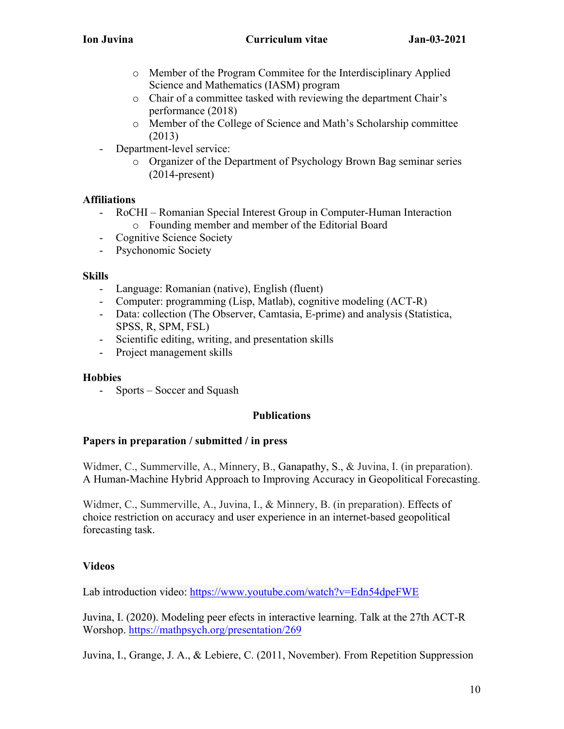- Member of the Program Commitee for the Interdisciplinary Applied Science and Mathematics (IASM) program
- Chair of a committee tasked with reviewing the department Chair's performance (2018)
- Member of the College of Science and Math's Scholarship committee (2013)

- Department-level service:
  - Organizer of the Department of Psychology Brown Bag seminar series (2014-present)

**Affiliations**

- RoCHI – Romanian Special Interest Group in Computer-Human Interaction
  - Founding member and member of the Editorial Board
- Cognitive Science Society
- Psychonomic Society

**Skills**

- Language: Romanian (native), English (fluent)
- Computer: programming (Lisp, Matlab), cognitive modeling (ACT-R)
- Data: collection (The Observer, Camtasia, E-prime) and analysis (Statistica, SPSS, R, SPM, FSL)
- Scientific editing, writing, and presentation skills
- Project management skills

**Hobbies**

- Sports – Soccer and Squash

## Publications

**Papers in preparation / submitted / in press**

Widmer, C., Summerville, A., Minnery, B., Ganapathy, S., & Juvina, I. (in preparation). A Human-Machine Hybrid Approach to Improving Accuracy in Geopolitical Forecasting.

Widmer, C., Summerville, A., Juvina, I., & Minnery, B. (in preparation). Effects of choice restriction on accuracy and user experience in an internet-based geopolitical forecasting task.

**Videos**

Lab introduction video: https://www.youtube.com/watch?v=Edn54dpeFWE

Juvina, I. (2020). Modeling peer efects in interactive learning. Talk at the 27th ACT-R Worshop. https://mathpsych.org/presentation/269

Juvina, I., Grange, J. A., & Lebiere, C. (2011, November). From Repetition Suppression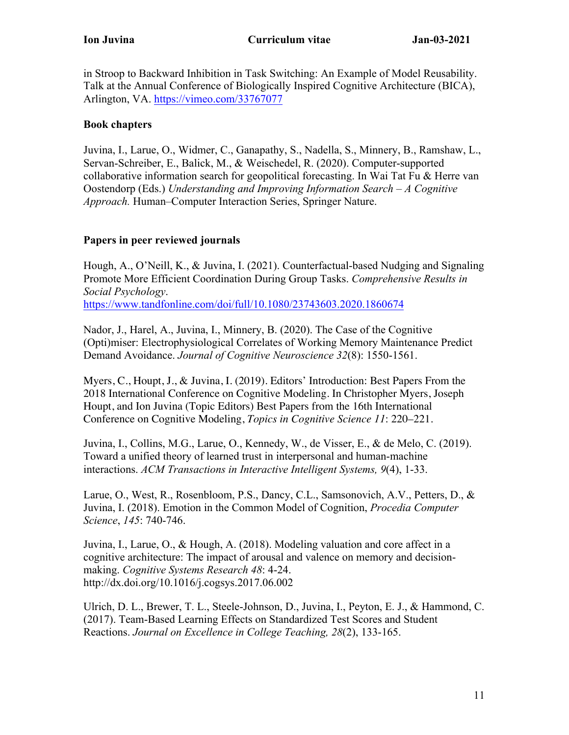in Stroop to Backward Inhibition in Task Switching: An Example of Model Reusability. Talk at the Annual Conference of Biologically Inspired Cognitive Architecture (BICA), Arlington, VA. https://vimeo.com/33767077

## Book chapters

Juvina, I., Larue, O., Widmer, C., Ganapathy, S., Nadella, S., Minnery, B., Ramshaw, L., Servan-Schreiber, E., Balick, M., & Weischedel, R. (2020). Computer-supported collaborative information search for geopolitical forecasting. In Wai Tat Fu & Herre van Oostendorp (Eds.) *Understanding and Improving Information Search – A Cognitive Approach.* Human–Computer Interaction Series, Springer Nature.

## Papers in peer reviewed journals

Hough, A., O'Neill, K., & Juvina, I. (2021). Counterfactual-based Nudging and Signaling Promote More Efficient Coordination During Group Tasks. *Comprehensive Results in Social Psychology*. https://www.tandfonline.com/doi/full/10.1080/23743603.2020.1860674

Nador, J., Harel, A., Juvina, I., Minnery, B. (2020). The Case of the Cognitive (Opti)miser: Electrophysiological Correlates of Working Memory Maintenance Predict Demand Avoidance. *Journal of Cognitive Neuroscience 32*(8): 1550-1561.

Myers, C., Houpt, J., & Juvina, I. (2019). Editors' Introduction: Best Papers From the 2018 International Conference on Cognitive Modeling. In Christopher Myers, Joseph Houpt, and Ion Juvina (Topic Editors) Best Papers from the 16th International Conference on Cognitive Modeling, *Topics in Cognitive Science 11*: 220–221.

Juvina, I., Collins, M.G., Larue, O., Kennedy, W., de Visser, E., & de Melo, C. (2019). Toward a unified theory of learned trust in interpersonal and human-machine interactions. *ACM Transactions in Interactive Intelligent Systems, 9*(4), 1-33.

Larue, O., West, R., Rosenbloom, P.S., Dancy, C.L., Samsonovich, A.V., Petters, D., & Juvina, I. (2018). Emotion in the Common Model of Cognition, *Procedia Computer Science*, *145*: 740-746.

Juvina, I., Larue, O., & Hough, A. (2018). Modeling valuation and core affect in a cognitive architecture: The impact of arousal and valence on memory and decision-making. *Cognitive Systems Research 48*: 4-24. http://dx.doi.org/10.1016/j.cogsys.2017.06.002

Ulrich, D. L., Brewer, T. L., Steele-Johnson, D., Juvina, I., Peyton, E. J., & Hammond, C. (2017). Team-Based Learning Effects on Standardized Test Scores and Student Reactions. *Journal on Excellence in College Teaching, 28*(2), 133-165.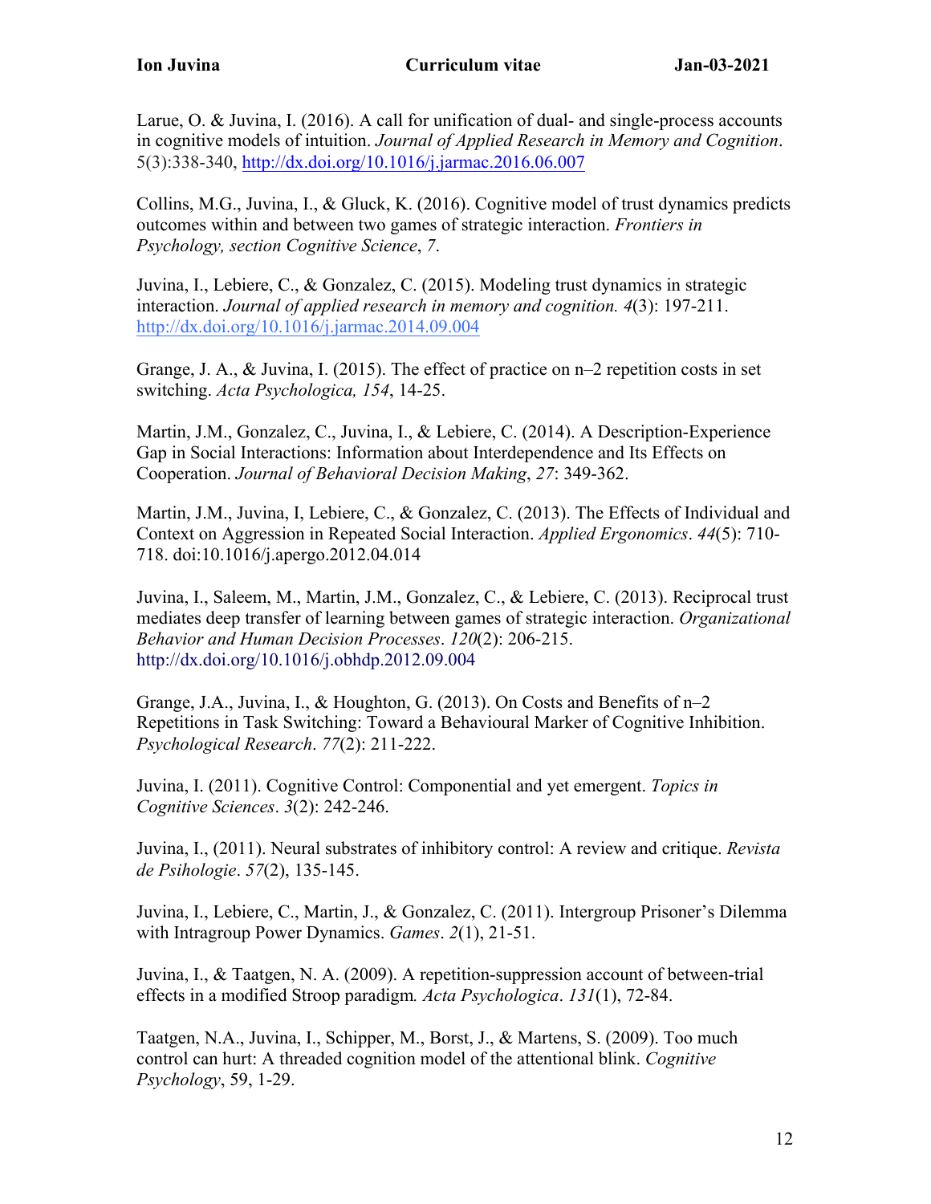Larue, O. & Juvina, I. (2016). A call for unification of dual- and single-process accounts in cognitive models of intuition. *Journal of Applied Research in Memory and Cognition*. 5(3):338-340, http://dx.doi.org/10.1016/j.jarmac.2016.06.007

Collins, M.G., Juvina, I., & Gluck, K. (2016). Cognitive model of trust dynamics predicts outcomes within and between two games of strategic interaction. *Frontiers in Psychology, section Cognitive Science*, *7*.

Juvina, I., Lebiere, C., & Gonzalez, C. (2015). Modeling trust dynamics in strategic interaction. *Journal of applied research in memory and cognition. 4*(3): 197-211. http://dx.doi.org/10.1016/j.jarmac.2014.09.004

Grange, J. A., & Juvina, I. (2015). The effect of practice on n–2 repetition costs in set switching. *Acta Psychologica, 154*, 14-25.

Martin, J.M., Gonzalez, C., Juvina, I., & Lebiere, C. (2014). A Description-Experience Gap in Social Interactions: Information about Interdependence and Its Effects on Cooperation. *Journal of Behavioral Decision Making*, *27*: 349-362.

Martin, J.M., Juvina, I, Lebiere, C., & Gonzalez, C. (2013). The Effects of Individual and Context on Aggression in Repeated Social Interaction. *Applied Ergonomics*. *44*(5): 710-718. doi:10.1016/j.apergo.2012.04.014

Juvina, I., Saleem, M., Martin, J.M., Gonzalez, C., & Lebiere, C. (2013). Reciprocal trust mediates deep transfer of learning between games of strategic interaction. *Organizational Behavior and Human Decision Processes*. *120*(2): 206-215. http://dx.doi.org/10.1016/j.obhdp.2012.09.004

Grange, J.A., Juvina, I., & Houghton, G. (2013). On Costs and Benefits of n–2 Repetitions in Task Switching: Toward a Behavioural Marker of Cognitive Inhibition. *Psychological Research*. *77*(2): 211-222.

Juvina, I. (2011). Cognitive Control: Componential and yet emergent. *Topics in Cognitive Sciences*. *3*(2): 242-246.

Juvina, I., (2011). Neural substrates of inhibitory control: A review and critique. *Revista de Psihologie*. *57*(2), 135-145.

Juvina, I., Lebiere, C., Martin, J., & Gonzalez, C. (2011). Intergroup Prisoner's Dilemma with Intragroup Power Dynamics. *Games*. *2*(1), 21-51.

Juvina, I., & Taatgen, N. A. (2009). A repetition-suppression account of between-trial effects in a modified Stroop paradigm*. Acta Psychologica*. *131*(1), 72-84.

Taatgen, N.A., Juvina, I., Schipper, M., Borst, J., & Martens, S. (2009). Too much control can hurt: A threaded cognition model of the attentional blink. *Cognitive Psychology*, 59, 1-29.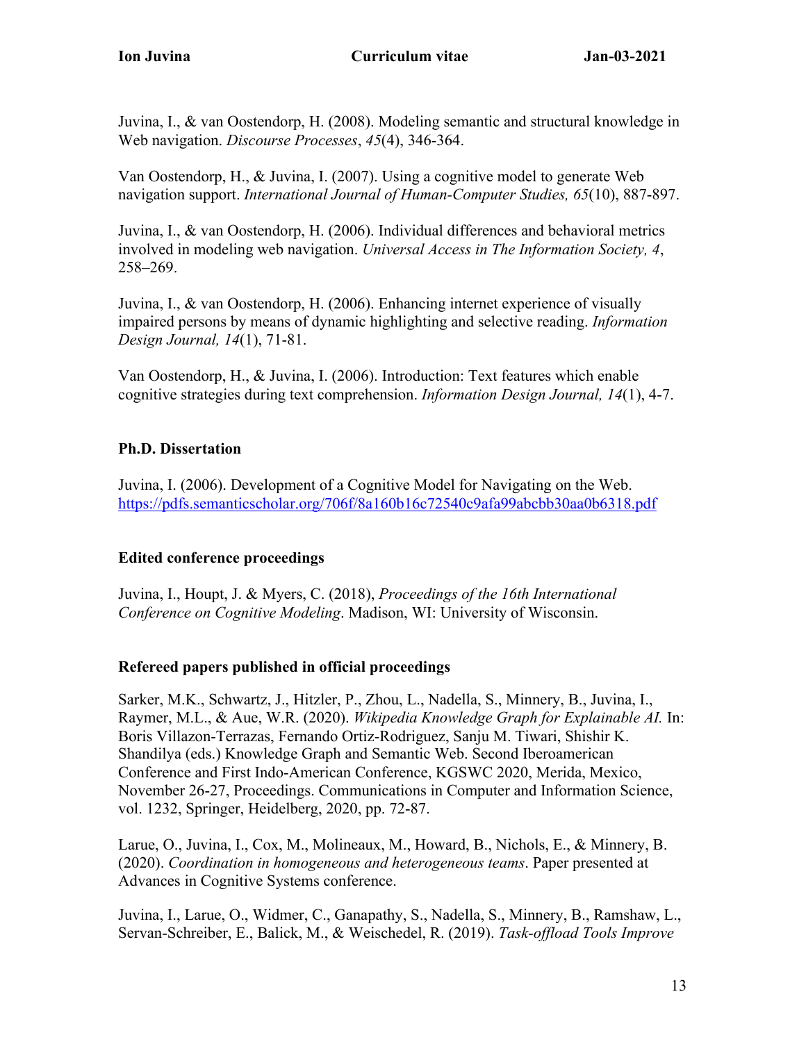Juvina, I., & van Oostendorp, H. (2008). Modeling semantic and structural knowledge in Web navigation. *Discourse Processes*, *45*(4), 346-364.

Van Oostendorp, H., & Juvina, I. (2007). Using a cognitive model to generate Web navigation support. *International Journal of Human-Computer Studies, 65*(10), 887-897.

Juvina, I., & van Oostendorp, H. (2006). Individual differences and behavioral metrics involved in modeling web navigation. *Universal Access in The Information Society, 4*, 258–269.

Juvina, I., & van Oostendorp, H. (2006). Enhancing internet experience of visually impaired persons by means of dynamic highlighting and selective reading. *Information Design Journal, 14*(1), 71-81.

Van Oostendorp, H., & Juvina, I. (2006). Introduction: Text features which enable cognitive strategies during text comprehension. *Information Design Journal, 14*(1), 4-7.

### Ph.D. Dissertation

Juvina, I. (2006). Development of a Cognitive Model for Navigating on the Web. https://pdfs.semanticscholar.org/706f/8a160b16c72540c9afa99abcbb30aa0b6318.pdf

### Edited conference proceedings

Juvina, I., Houpt, J. & Myers, C. (2018), *Proceedings of the 16th International Conference on Cognitive Modeling*. Madison, WI: University of Wisconsin.

### Refereed papers published in official proceedings

Sarker, M.K., Schwartz, J., Hitzler, P., Zhou, L., Nadella, S., Minnery, B., Juvina, I., Raymer, M.L., & Aue, W.R. (2020). *Wikipedia Knowledge Graph for Explainable AI.* In: Boris Villazon-Terrazas, Fernando Ortiz-Rodriguez, Sanju M. Tiwari, Shishir K. Shandilya (eds.) Knowledge Graph and Semantic Web. Second Iberoamerican Conference and First Indo-American Conference, KGSWC 2020, Merida, Mexico, November 26-27, Proceedings. Communications in Computer and Information Science, vol. 1232, Springer, Heidelberg, 2020, pp. 72-87.

Larue, O., Juvina, I., Cox, M., Molineaux, M., Howard, B., Nichols, E., & Minnery, B. (2020). *Coordination in homogeneous and heterogeneous teams*. Paper presented at Advances in Cognitive Systems conference.

Juvina, I., Larue, O., Widmer, C., Ganapathy, S., Nadella, S., Minnery, B., Ramshaw, L., Servan-Schreiber, E., Balick, M., & Weischedel, R. (2019). *Task-offload Tools Improve*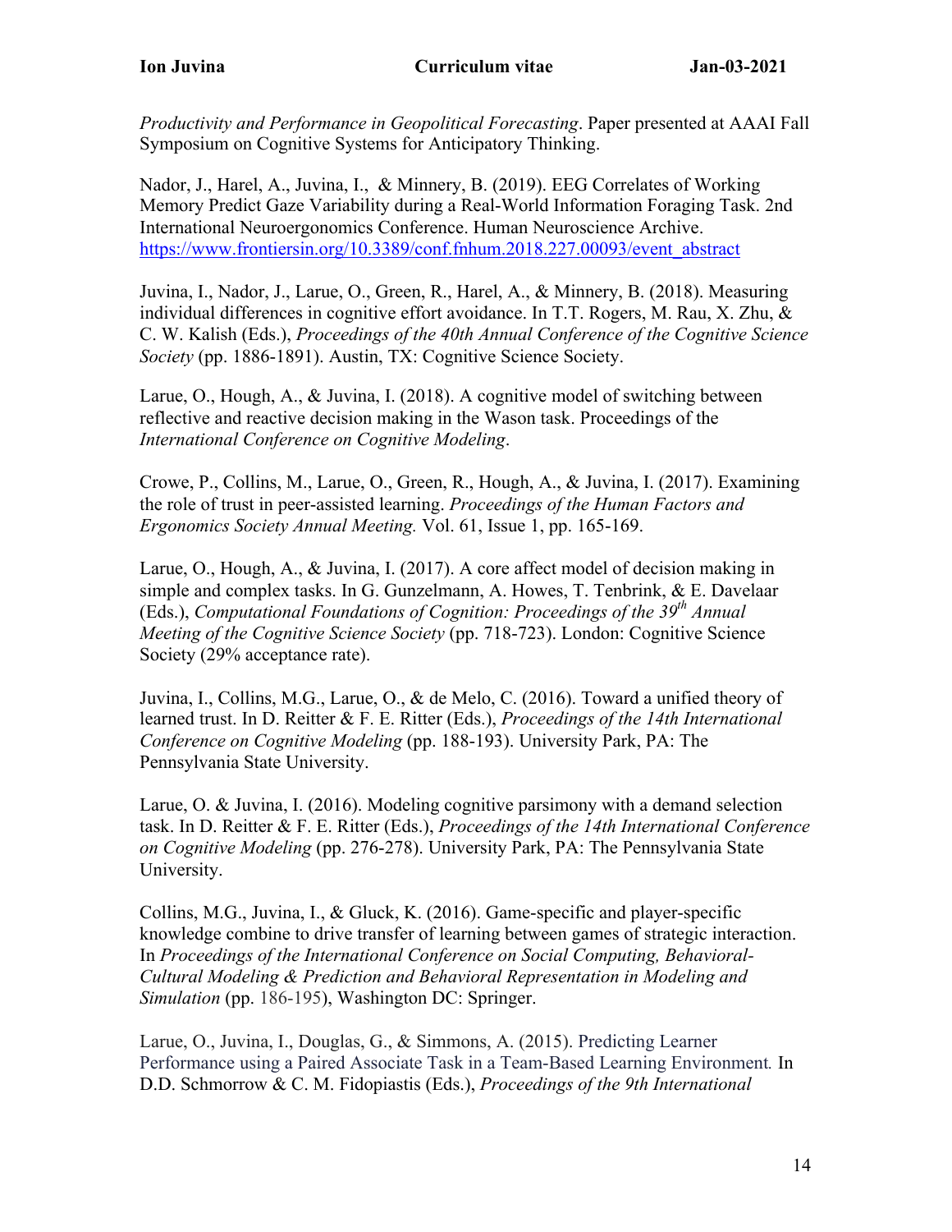*Productivity and Performance in Geopolitical Forecasting*. Paper presented at AAAI Fall Symposium on Cognitive Systems for Anticipatory Thinking.

Nador, J., Harel, A., Juvina, I., & Minnery, B. (2019). EEG Correlates of Working Memory Predict Gaze Variability during a Real-World Information Foraging Task. 2nd International Neuroergonomics Conference. Human Neuroscience Archive. https://www.frontiersin.org/10.3389/conf.fnhum.2018.227.00093/event_abstract

Juvina, I., Nador, J., Larue, O., Green, R., Harel, A., & Minnery, B. (2018). Measuring individual differences in cognitive effort avoidance. In T.T. Rogers, M. Rau, X. Zhu, & C. W. Kalish (Eds.), *Proceedings of the 40th Annual Conference of the Cognitive Science Society* (pp. 1886-1891). Austin, TX: Cognitive Science Society.

Larue, O., Hough, A., & Juvina, I. (2018). A cognitive model of switching between reflective and reactive decision making in the Wason task. Proceedings of the *International Conference on Cognitive Modeling*.

Crowe, P., Collins, M., Larue, O., Green, R., Hough, A., & Juvina, I. (2017). Examining the role of trust in peer-assisted learning. *Proceedings of the Human Factors and Ergonomics Society Annual Meeting.* Vol. 61, Issue 1, pp. 165-169.

Larue, O., Hough, A., & Juvina, I. (2017). A core affect model of decision making in simple and complex tasks. In G. Gunzelmann, A. Howes, T. Tenbrink, & E. Davelaar (Eds.), *Computational Foundations of Cognition: Proceedings of the 39th Annual Meeting of the Cognitive Science Society* (pp. 718-723). London: Cognitive Science Society (29% acceptance rate).

Juvina, I., Collins, M.G., Larue, O., & de Melo, C. (2016). Toward a unified theory of learned trust. In D. Reitter & F. E. Ritter (Eds.), *Proceedings of the 14th International Conference on Cognitive Modeling* (pp. 188-193). University Park, PA: The Pennsylvania State University.

Larue, O. & Juvina, I. (2016). Modeling cognitive parsimony with a demand selection task. In D. Reitter & F. E. Ritter (Eds.), *Proceedings of the 14th International Conference on Cognitive Modeling* (pp. 276-278). University Park, PA: The Pennsylvania State University.

Collins, M.G., Juvina, I., & Gluck, K. (2016). Game-specific and player-specific knowledge combine to drive transfer of learning between games of strategic interaction. In *Proceedings of the International Conference on Social Computing, Behavioral-Cultural Modeling & Prediction and Behavioral Representation in Modeling and Simulation* (pp. 186-195), Washington DC: Springer.

Larue, O., Juvina, I., Douglas, G., & Simmons, A. (2015). Predicting Learner Performance using a Paired Associate Task in a Team-Based Learning Environment. In D.D. Schmorrow & C. M. Fidopiastis (Eds.), *Proceedings of the 9th International*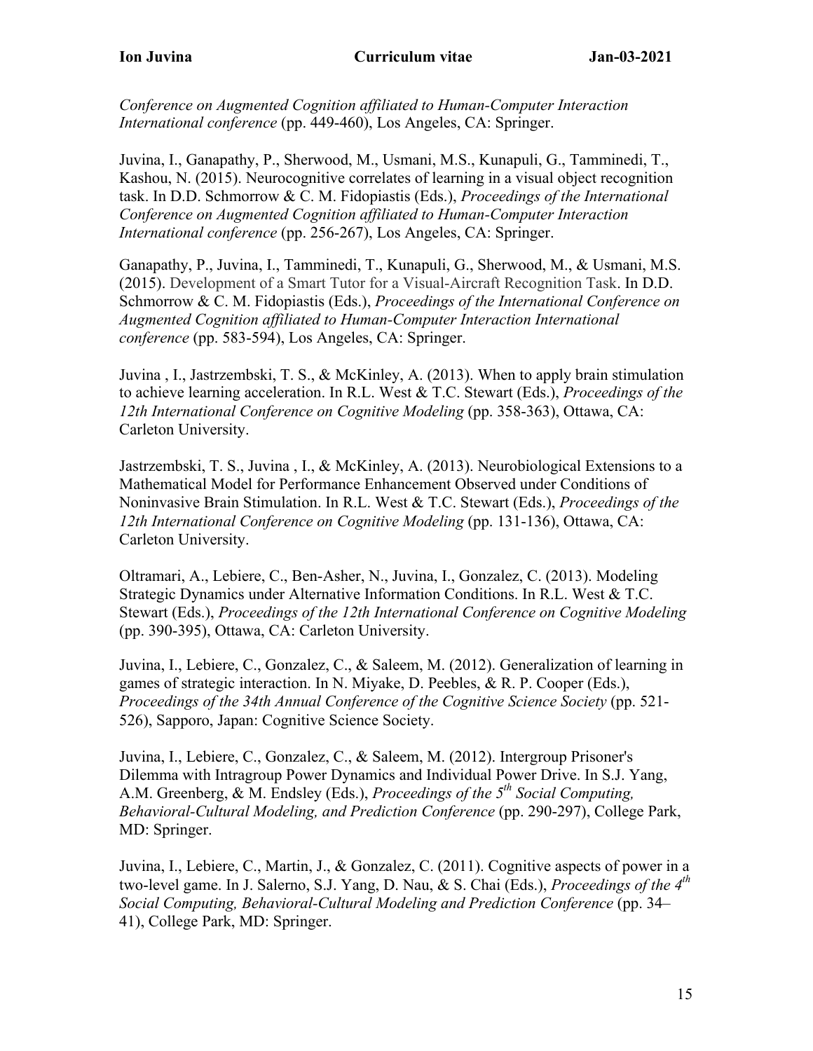*Conference on Augmented Cognition affiliated to Human-Computer Interaction International conference* (pp. 449-460), Los Angeles, CA: Springer.

Juvina, I., Ganapathy, P., Sherwood, M., Usmani, M.S., Kunapuli, G., Tamminedi, T., Kashou, N. (2015). Neurocognitive correlates of learning in a visual object recognition task. In D.D. Schmorrow & C. M. Fidopiastis (Eds.), *Proceedings of the International Conference on Augmented Cognition affiliated to Human-Computer Interaction International conference* (pp. 256-267), Los Angeles, CA: Springer.

Ganapathy, P., Juvina, I., Tamminedi, T., Kunapuli, G., Sherwood, M., & Usmani, M.S. (2015). Development of a Smart Tutor for a Visual-Aircraft Recognition Task. In D.D. Schmorrow & C. M. Fidopiastis (Eds.), *Proceedings of the International Conference on Augmented Cognition affiliated to Human-Computer Interaction International conference* (pp. 583-594), Los Angeles, CA: Springer.

Juvina , I., Jastrzembski, T. S., & McKinley, A. (2013). When to apply brain stimulation to achieve learning acceleration. In R.L. West & T.C. Stewart (Eds.), *Proceedings of the 12th International Conference on Cognitive Modeling* (pp. 358-363), Ottawa, CA: Carleton University.

Jastrzembski, T. S., Juvina , I., & McKinley, A. (2013). Neurobiological Extensions to a Mathematical Model for Performance Enhancement Observed under Conditions of Noninvasive Brain Stimulation. In R.L. West & T.C. Stewart (Eds.), *Proceedings of the 12th International Conference on Cognitive Modeling* (pp. 131-136), Ottawa, CA: Carleton University.

Oltramari, A., Lebiere, C., Ben-Asher, N., Juvina, I., Gonzalez, C. (2013). Modeling Strategic Dynamics under Alternative Information Conditions. In R.L. West & T.C. Stewart (Eds.), *Proceedings of the 12th International Conference on Cognitive Modeling* (pp. 390-395), Ottawa, CA: Carleton University.

Juvina, I., Lebiere, C., Gonzalez, C., & Saleem, M. (2012). Generalization of learning in games of strategic interaction. In N. Miyake, D. Peebles, & R. P. Cooper (Eds.), *Proceedings of the 34th Annual Conference of the Cognitive Science Society* (pp. 521-526), Sapporo, Japan: Cognitive Science Society.

Juvina, I., Lebiere, C., Gonzalez, C., & Saleem, M. (2012). Intergroup Prisoner's Dilemma with Intragroup Power Dynamics and Individual Power Drive. In S.J. Yang, A.M. Greenberg, & M. Endsley (Eds.), *Proceedings of the 5th Social Computing, Behavioral-Cultural Modeling, and Prediction Conference* (pp. 290-297), College Park, MD: Springer.

Juvina, I., Lebiere, C., Martin, J., & Gonzalez, C. (2011). Cognitive aspects of power in a two-level game. In J. Salerno, S.J. Yang, D. Nau, & S. Chai (Eds.), *Proceedings of the 4th Social Computing, Behavioral-Cultural Modeling and Prediction Conference* (pp. 34–41), College Park, MD: Springer.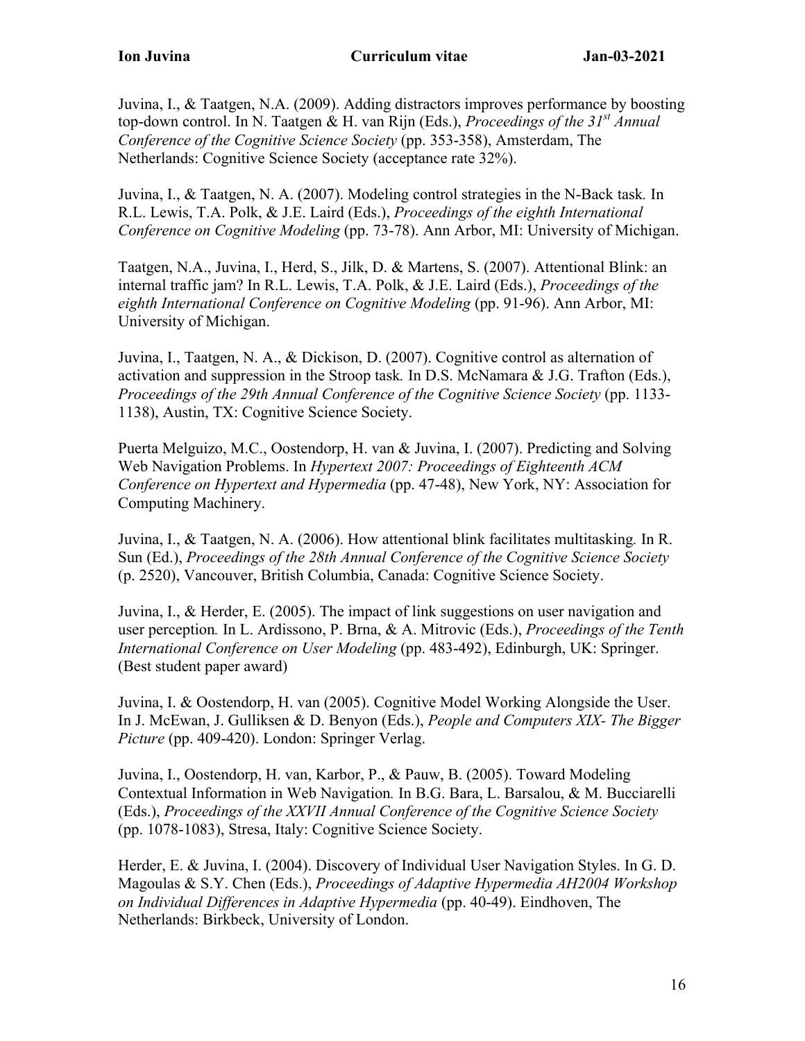Juvina, I., & Taatgen, N.A. (2009). Adding distractors improves performance by boosting top-down control. In N. Taatgen & H. van Rijn (Eds.), *Proceedings of the 31st Annual Conference of the Cognitive Science Society* (pp. 353-358), Amsterdam, The Netherlands: Cognitive Science Society (acceptance rate 32%).

Juvina, I., & Taatgen, N. A. (2007). Modeling control strategies in the N-Back task. In R.L. Lewis, T.A. Polk, & J.E. Laird (Eds.), *Proceedings of the eighth International Conference on Cognitive Modeling* (pp. 73-78). Ann Arbor, MI: University of Michigan.

Taatgen, N.A., Juvina, I., Herd, S., Jilk, D. & Martens, S. (2007). Attentional Blink: an internal traffic jam? In R.L. Lewis, T.A. Polk, & J.E. Laird (Eds.), *Proceedings of the eighth International Conference on Cognitive Modeling* (pp. 91-96). Ann Arbor, MI: University of Michigan.

Juvina, I., Taatgen, N. A., & Dickison, D. (2007). Cognitive control as alternation of activation and suppression in the Stroop task. In D.S. McNamara & J.G. Trafton (Eds.), *Proceedings of the 29th Annual Conference of the Cognitive Science Society* (pp. 1133-1138), Austin, TX: Cognitive Science Society.

Puerta Melguizo, M.C., Oostendorp, H. van & Juvina, I. (2007). Predicting and Solving Web Navigation Problems. In *Hypertext 2007: Proceedings of Eighteenth ACM Conference on Hypertext and Hypermedia* (pp. 47-48), New York, NY: Association for Computing Machinery.

Juvina, I., & Taatgen, N. A. (2006). How attentional blink facilitates multitasking. In R. Sun (Ed.), *Proceedings of the 28th Annual Conference of the Cognitive Science Society* (p. 2520), Vancouver, British Columbia, Canada: Cognitive Science Society.

Juvina, I., & Herder, E. (2005). The impact of link suggestions on user navigation and user perception. In L. Ardissono, P. Brna, & A. Mitrovic (Eds.), *Proceedings of the Tenth International Conference on User Modeling* (pp. 483-492), Edinburgh, UK: Springer. (Best student paper award)

Juvina, I. & Oostendorp, H. van (2005). Cognitive Model Working Alongside the User. In J. McEwan, J. Gulliksen & D. Benyon (Eds.), *People and Computers XIX- The Bigger Picture* (pp. 409-420). London: Springer Verlag.

Juvina, I., Oostendorp, H. van, Karbor, P., & Pauw, B. (2005). Toward Modeling Contextual Information in Web Navigation. In B.G. Bara, L. Barsalou, & M. Bucciarelli (Eds.), *Proceedings of the XXVII Annual Conference of the Cognitive Science Society* (pp. 1078-1083), Stresa, Italy: Cognitive Science Society.

Herder, E. & Juvina, I. (2004). Discovery of Individual User Navigation Styles. In G. D. Magoulas & S.Y. Chen (Eds.), *Proceedings of Adaptive Hypermedia AH2004 Workshop on Individual Differences in Adaptive Hypermedia* (pp. 40-49). Eindhoven, The Netherlands: Birkbeck, University of London.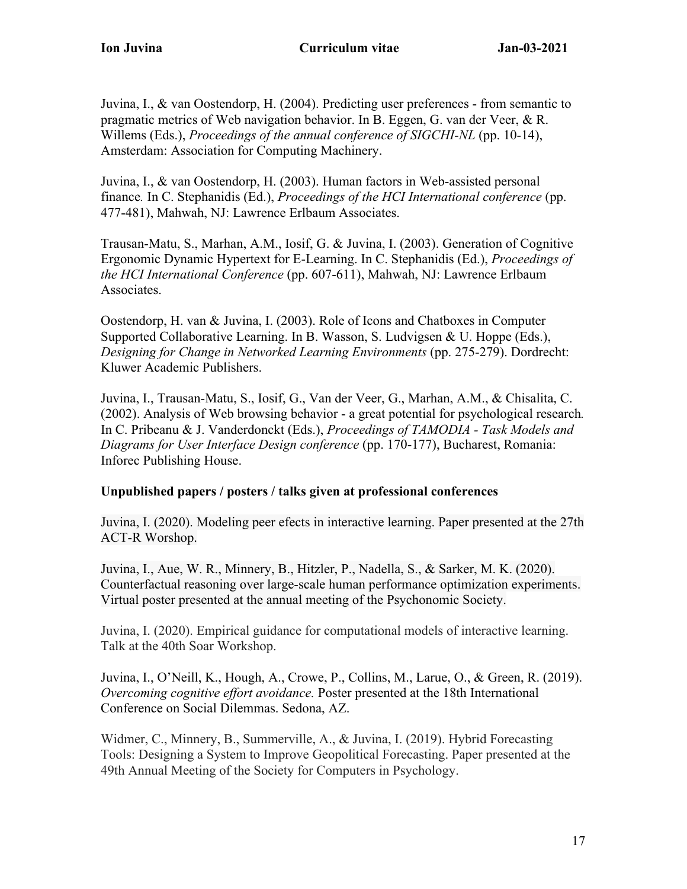Juvina, I., & van Oostendorp, H. (2004). Predicting user preferences - from semantic to pragmatic metrics of Web navigation behavior. In B. Eggen, G. van der Veer, & R. Willems (Eds.), *Proceedings of the annual conference of SIGCHI-NL* (pp. 10-14), Amsterdam: Association for Computing Machinery.

Juvina, I., & van Oostendorp, H. (2003). Human factors in Web-assisted personal finance*.* In C. Stephanidis (Ed.), *Proceedings of the HCI International conference* (pp. 477-481), Mahwah, NJ: Lawrence Erlbaum Associates.

Trausan-Matu, S., Marhan, A.M., Iosif, G. & Juvina, I. (2003). Generation of Cognitive Ergonomic Dynamic Hypertext for E-Learning. In C. Stephanidis (Ed.), *Proceedings of the HCI International Conference* (pp. 607-611), Mahwah, NJ: Lawrence Erlbaum Associates.

Oostendorp, H. van & Juvina, I. (2003). Role of Icons and Chatboxes in Computer Supported Collaborative Learning. In B. Wasson, S. Ludvigsen & U. Hoppe (Eds.), *Designing for Change in Networked Learning Environments* (pp. 275-279). Dordrecht: Kluwer Academic Publishers.

Juvina, I., Trausan-Matu, S., Iosif, G., Van der Veer, G., Marhan, A.M., & Chisalita, C. (2002). Analysis of Web browsing behavior - a great potential for psychological research*.* In C. Pribeanu & J. Vanderdonckt (Eds.), *Proceedings of TAMODIA - Task Models and Diagrams for User Interface Design conference* (pp. 170-177), Bucharest, Romania: Inforec Publishing House.

**Unpublished papers / posters / talks given at professional conferences**

Juvina, I. (2020). Modeling peer efects in interactive learning. Paper presented at the 27th ACT-R Worshop.

Juvina, I., Aue, W. R., Minnery, B., Hitzler, P., Nadella, S., & Sarker, M. K. (2020). Counterfactual reasoning over large-scale human performance optimization experiments. Virtual poster presented at the annual meeting of the Psychonomic Society.

Juvina, I. (2020). Empirical guidance for computational models of interactive learning. Talk at the 40th Soar Workshop.

Juvina, I., O'Neill, K., Hough, A., Crowe, P., Collins, M., Larue, O., & Green, R. (2019). *Overcoming cognitive effort avoidance.* Poster presented at the 18th International Conference on Social Dilemmas. Sedona, AZ.

Widmer, C., Minnery, B., Summerville, A., & Juvina, I. (2019). Hybrid Forecasting Tools: Designing a System to Improve Geopolitical Forecasting. Paper presented at the 49th Annual Meeting of the Society for Computers in Psychology.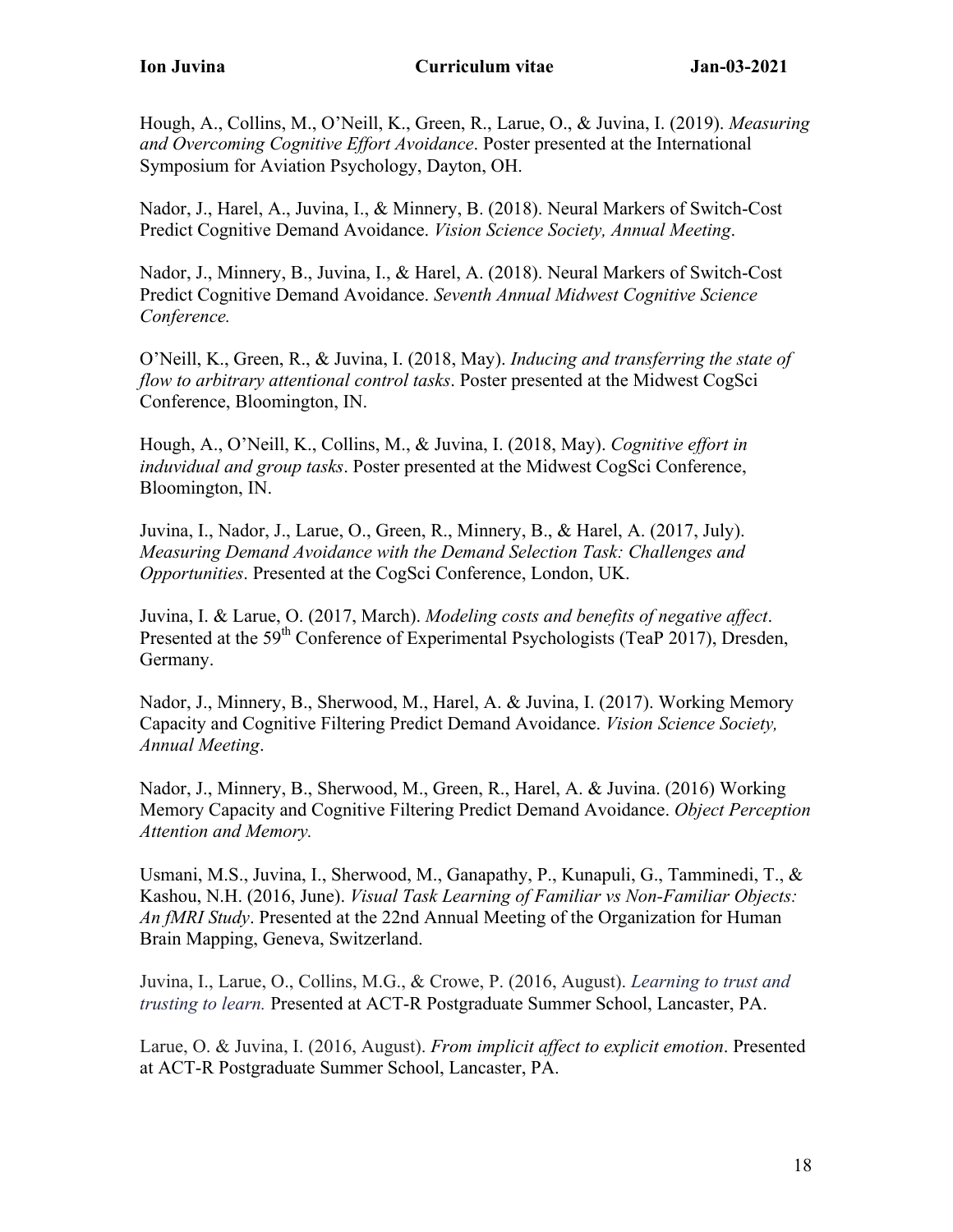Hough, A., Collins, M., O'Neill, K., Green, R., Larue, O., & Juvina, I. (2019). *Measuring and Overcoming Cognitive Effort Avoidance*. Poster presented at the International Symposium for Aviation Psychology, Dayton, OH.

Nador, J., Harel, A., Juvina, I., & Minnery, B. (2018). Neural Markers of Switch-Cost Predict Cognitive Demand Avoidance. *Vision Science Society, Annual Meeting*.

Nador, J., Minnery, B., Juvina, I., & Harel, A. (2018). Neural Markers of Switch-Cost Predict Cognitive Demand Avoidance. *Seventh Annual Midwest Cognitive Science Conference.*

O'Neill, K., Green, R., & Juvina, I. (2018, May). *Inducing and transferring the state of flow to arbitrary attentional control tasks*. Poster presented at the Midwest CogSci Conference, Bloomington, IN.

Hough, A., O'Neill, K., Collins, M., & Juvina, I. (2018, May). *Cognitive effort in induvidual and group tasks*. Poster presented at the Midwest CogSci Conference, Bloomington, IN.

Juvina, I., Nador, J., Larue, O., Green, R., Minnery, B., & Harel, A. (2017, July). *Measuring Demand Avoidance with the Demand Selection Task: Challenges and Opportunities*. Presented at the CogSci Conference, London, UK.

Juvina, I. & Larue, O. (2017, March). *Modeling costs and benefits of negative affect*. Presented at the 59th Conference of Experimental Psychologists (TeaP 2017), Dresden, Germany.

Nador, J., Minnery, B., Sherwood, M., Harel, A. & Juvina, I. (2017). Working Memory Capacity and Cognitive Filtering Predict Demand Avoidance. *Vision Science Society, Annual Meeting*.

Nador, J., Minnery, B., Sherwood, M., Green, R., Harel, A. & Juvina. (2016) Working Memory Capacity and Cognitive Filtering Predict Demand Avoidance. *Object Perception Attention and Memory.*

Usmani, M.S., Juvina, I., Sherwood, M., Ganapathy, P., Kunapuli, G., Tamminedi, T., & Kashou, N.H. (2016, June). *Visual Task Learning of Familiar vs Non-Familiar Objects: An fMRI Study*. Presented at the 22nd Annual Meeting of the Organization for Human Brain Mapping, Geneva, Switzerland.

Juvina, I., Larue, O., Collins, M.G., & Crowe, P. (2016, August). *Learning to trust and trusting to learn.* Presented at ACT-R Postgraduate Summer School, Lancaster, PA.

Larue, O. & Juvina, I. (2016, August). *From implicit affect to explicit emotion*. Presented at ACT-R Postgraduate Summer School, Lancaster, PA.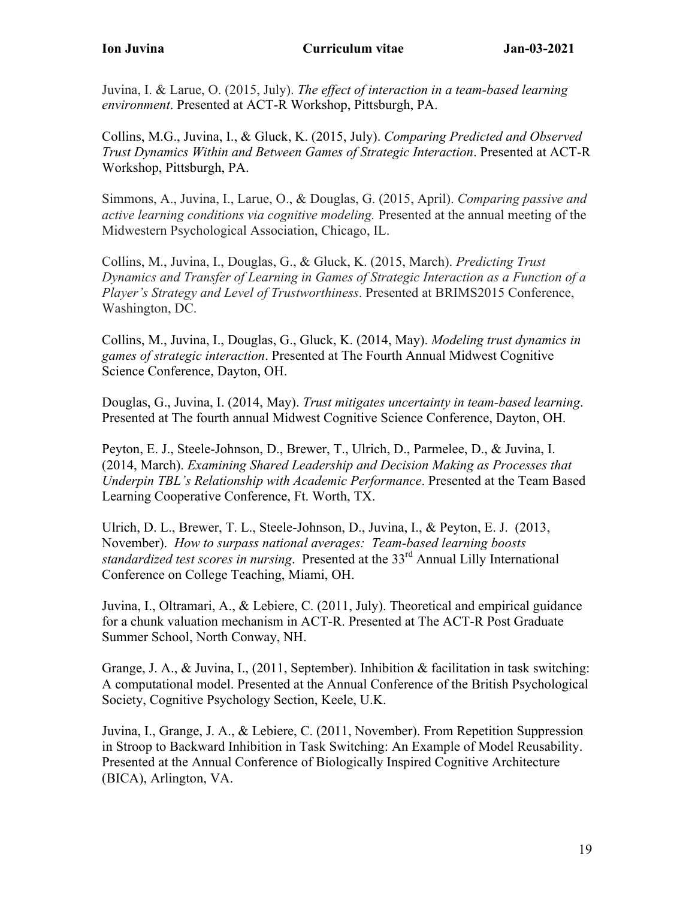Juvina, I. & Larue, O. (2015, July). *The effect of interaction in a team-based learning environment*. Presented at ACT-R Workshop, Pittsburgh, PA.

Collins, M.G., Juvina, I., & Gluck, K. (2015, July). *Comparing Predicted and Observed Trust Dynamics Within and Between Games of Strategic Interaction*. Presented at ACT-R Workshop, Pittsburgh, PA.

Simmons, A., Juvina, I., Larue, O., & Douglas, G. (2015, April). *Comparing passive and active learning conditions via cognitive modeling.* Presented at the annual meeting of the Midwestern Psychological Association, Chicago, IL.

Collins, M., Juvina, I., Douglas, G., & Gluck, K. (2015, March). *Predicting Trust Dynamics and Transfer of Learning in Games of Strategic Interaction as a Function of a Player's Strategy and Level of Trustworthiness*. Presented at BRIMS2015 Conference, Washington, DC.

Collins, M., Juvina, I., Douglas, G., Gluck, K. (2014, May). *Modeling trust dynamics in games of strategic interaction*. Presented at The Fourth Annual Midwest Cognitive Science Conference, Dayton, OH.

Douglas, G., Juvina, I. (2014, May). *Trust mitigates uncertainty in team-based learning*. Presented at The fourth annual Midwest Cognitive Science Conference, Dayton, OH.

Peyton, E. J., Steele-Johnson, D., Brewer, T., Ulrich, D., Parmelee, D., & Juvina, I. (2014, March). *Examining Shared Leadership and Decision Making as Processes that Underpin TBL's Relationship with Academic Performance*. Presented at the Team Based Learning Cooperative Conference, Ft. Worth, TX.

Ulrich, D. L., Brewer, T. L., Steele-Johnson, D., Juvina, I., & Peyton, E. J. (2013, November). *How to surpass national averages: Team-based learning boosts standardized test scores in nursing*. Presented at the 33rd Annual Lilly International Conference on College Teaching, Miami, OH.

Juvina, I., Oltramari, A., & Lebiere, C. (2011, July). Theoretical and empirical guidance for a chunk valuation mechanism in ACT-R. Presented at The ACT-R Post Graduate Summer School, North Conway, NH.

Grange, J. A., & Juvina, I., (2011, September). Inhibition & facilitation in task switching: A computational model. Presented at the Annual Conference of the British Psychological Society, Cognitive Psychology Section, Keele, U.K.

Juvina, I., Grange, J. A., & Lebiere, C. (2011, November). From Repetition Suppression in Stroop to Backward Inhibition in Task Switching: An Example of Model Reusability. Presented at the Annual Conference of Biologically Inspired Cognitive Architecture (BICA), Arlington, VA.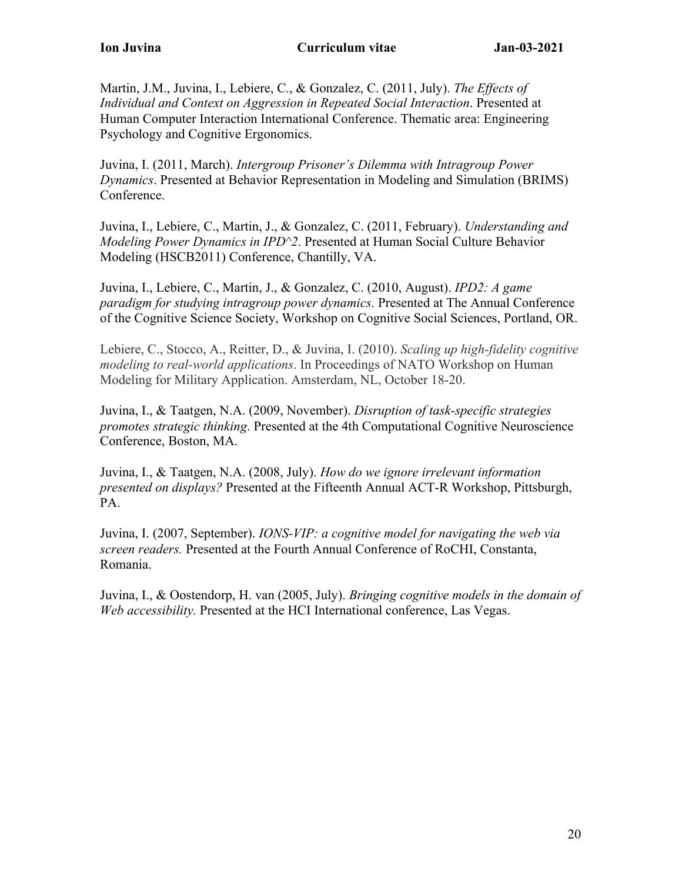Martin, J.M., Juvina, I., Lebiere, C., & Gonzalez, C. (2011, July). *The Effects of Individual and Context on Aggression in Repeated Social Interaction*. Presented at Human Computer Interaction International Conference. Thematic area: Engineering Psychology and Cognitive Ergonomics.

Juvina, I. (2011, March). *Intergroup Prisoner's Dilemma with Intragroup Power Dynamics*. Presented at Behavior Representation in Modeling and Simulation (BRIMS) Conference.

Juvina, I., Lebiere, C., Martin, J., & Gonzalez, C. (2011, February). *Understanding and Modeling Power Dynamics in IPD^2*. Presented at Human Social Culture Behavior Modeling (HSCB2011) Conference, Chantilly, VA.

Juvina, I., Lebiere, C., Martin, J., & Gonzalez, C. (2010, August). *IPD2: A game paradigm for studying intragroup power dynamics*. Presented at The Annual Conference of the Cognitive Science Society, Workshop on Cognitive Social Sciences, Portland, OR.

Lebiere, C., Stocco, A., Reitter, D., & Juvina, I. (2010). *Scaling up high-fidelity cognitive modeling to real-world applications*. In Proceedings of NATO Workshop on Human Modeling for Military Application. Amsterdam, NL, October 18-20.

Juvina, I., & Taatgen, N.A. (2009, November). *Disruption of task-specific strategies promotes strategic thinking*. Presented at the 4th Computational Cognitive Neuroscience Conference, Boston, MA.

Juvina, I., & Taatgen, N.A. (2008, July). *How do we ignore irrelevant information presented on displays?* Presented at the Fifteenth Annual ACT-R Workshop, Pittsburgh, PA.

Juvina, I. (2007, September). *IONS-VIP: a cognitive model for navigating the web via screen readers.* Presented at the Fourth Annual Conference of RoCHI, Constanta, Romania.

Juvina, I., & Oostendorp, H. van (2005, July). *Bringing cognitive models in the domain of Web accessibility.* Presented at the HCI International conference, Las Vegas.